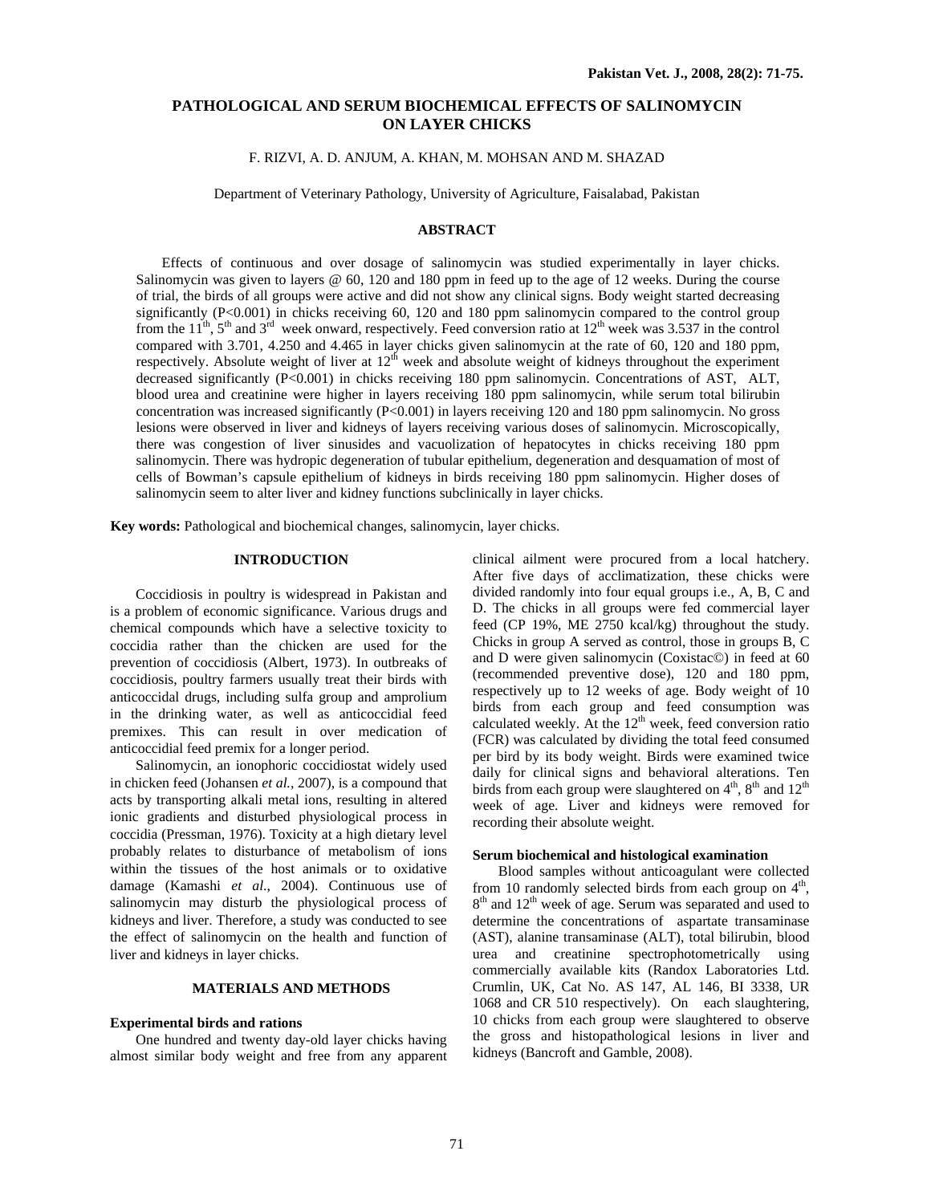# PATHOLOGICAL AND SERUM BIOCHEMICAL EFFECTS OF SALINOMYCIN ON LAYER CHICKS

F. RIZVI, A. D. ANJUM, A. KHAN, M. MOHSAN AND M. SHAZAD

Department of Veterinary Pathology, University of Agriculture, Faisalabad, Pakistan

## ABSTRACT

Effects of continuous and over dosage of salinomycin was studied experimentally in layer chicks. Salinomycin was given to layers @ 60, 120 and 180 ppm in feed up to the age of 12 weeks. During the course of trial, the birds of all groups were active and did not show any clinical signs. Body weight started decreasing significantly (P<0.001) in chicks receiving 60, 120 and 180 ppm salinomycin compared to the control group from the 11th, 5th and 3rd week onward, respectively. Feed conversion ratio at 12th week was 3.537 in the control compared with 3.701, 4.250 and 4.465 in layer chicks given salinomycin at the rate of 60, 120 and 180 ppm, respectively. Absolute weight of liver at 12th week and absolute weight of kidneys throughout the experiment decreased significantly (P<0.001) in chicks receiving 180 ppm salinomycin. Concentrations of AST, ALT, blood urea and creatinine were higher in layers receiving 180 ppm salinomycin, while serum total bilirubin concentration was increased significantly (P<0.001) in layers receiving 120 and 180 ppm salinomycin. No gross lesions were observed in liver and kidneys of layers receiving various doses of salinomycin. Microscopically, there was congestion of liver sinusides and vacuolization of hepatocytes in chicks receiving 180 ppm salinomycin. There was hydropic degeneration of tubular epithelium, degeneration and desquamation of most of cells of Bowman's capsule epithelium of kidneys in birds receiving 180 ppm salinomycin. Higher doses of salinomycin seem to alter liver and kidney functions subclinically in layer chicks.

**Key words:** Pathological and biochemical changes, salinomycin, layer chicks.

## INTRODUCTION

Coccidiosis in poultry is widespread in Pakistan and is a problem of economic significance. Various drugs and chemical compounds which have a selective toxicity to coccidia rather than the chicken are used for the prevention of coccidiosis (Albert, 1973). In outbreaks of coccidiosis, poultry farmers usually treat their birds with anticoccidal drugs, including sulfa group and amprolium in the drinking water, as well as anticoccidial feed premixes. This can result in over medication of anticoccidial feed premix for a longer period.

Salinomycin, an ionophoric coccidiostat widely used in chicken feed (Johansen *et al.*, 2007), is a compound that acts by transporting alkali metal ions, resulting in altered ionic gradients and disturbed physiological process in coccidia (Pressman, 1976). Toxicity at a high dietary level probably relates to disturbance of metabolism of ions within the tissues of the host animals or to oxidative damage (Kamashi *et al.*, 2004). Continuous use of salinomycin may disturb the physiological process of kidneys and liver. Therefore, a study was conducted to see the effect of salinomycin on the health and function of liver and kidneys in layer chicks.

## MATERIALS AND METHODS

### Experimental birds and rations

One hundred and twenty day-old layer chicks having almost similar body weight and free from any apparent clinical ailment were procured from a local hatchery. After five days of acclimatization, these chicks were divided randomly into four equal groups i.e., A, B, C and D. The chicks in all groups were fed commercial layer feed (CP 19%, ME 2750 kcal/kg) throughout the study. Chicks in group A served as control, those in groups B, C and D were given salinomycin (Coxistac©) in feed at 60 (recommended preventive dose), 120 and 180 ppm, respectively up to 12 weeks of age. Body weight of 10 birds from each group and feed consumption was calculated weekly. At the 12th week, feed conversion ratio (FCR) was calculated by dividing the total feed consumed per bird by its body weight. Birds were examined twice daily for clinical signs and behavioral alterations. Ten birds from each group were slaughtered on 4th, 8th and 12th week of age. Liver and kidneys were removed for recording their absolute weight.

### Serum biochemical and histological examination

Blood samples without anticoagulant were collected from 10 randomly selected birds from each group on 4th, 8th and 12th week of age. Serum was separated and used to determine the concentrations of aspartate transaminase (AST), alanine transaminase (ALT), total bilirubin, blood urea and creatinine spectrophotometrically using commercially available kits (Randox Laboratories Ltd. Crumlin, UK, Cat No. AS 147, AL 146, BI 3338, UR 1068 and CR 510 respectively). On each slaughtering, 10 chicks from each group were slaughtered to observe the gross and histopathological lesions in liver and kidneys (Bancroft and Gamble, 2008).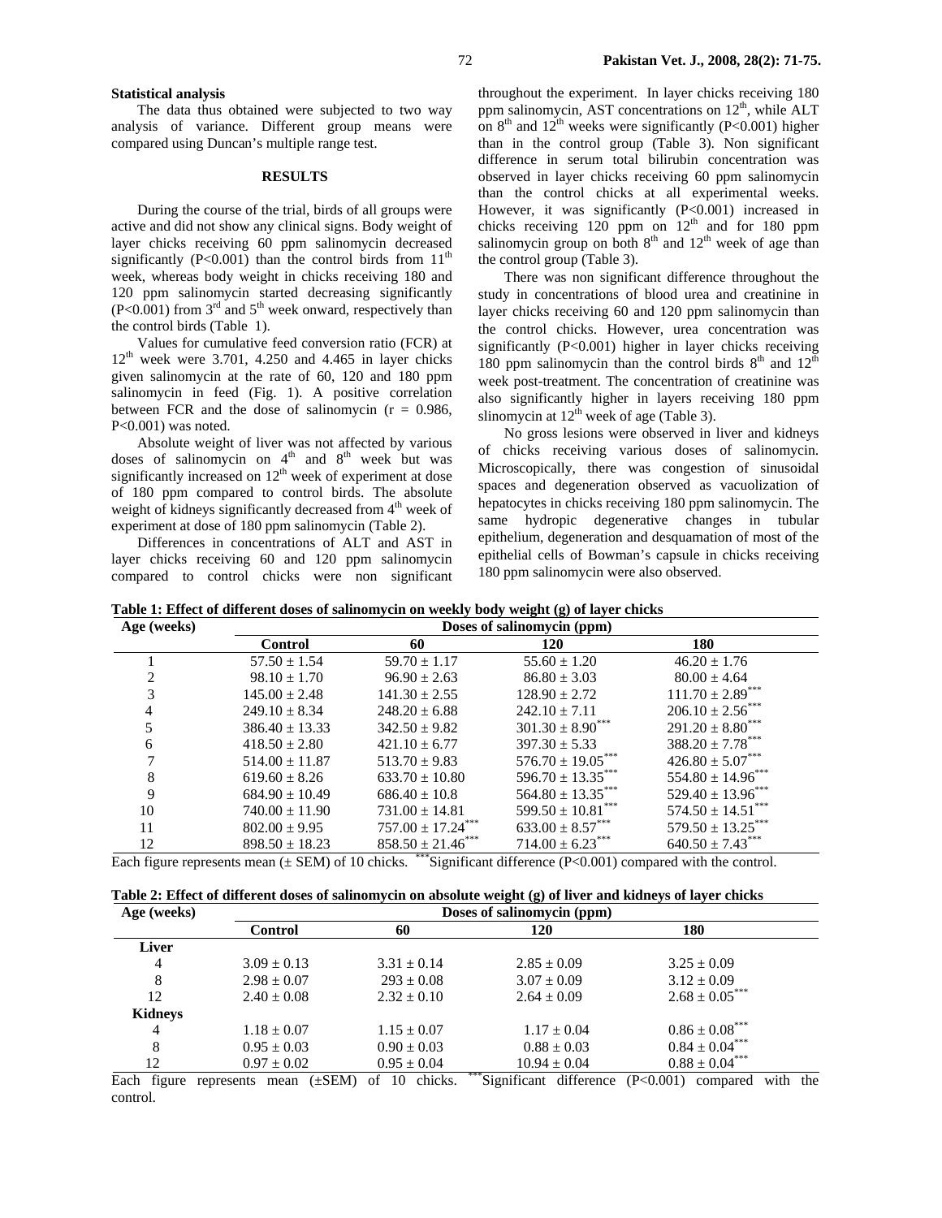### Statistical analysis

The data thus obtained were subjected to two way analysis of variance. Different group means were compared using Duncan's multiple range test.

## RESULTS

During the course of the trial, birds of all groups were active and did not show any clinical signs. Body weight of layer chicks receiving 60 ppm salinomycin decreased significantly ($P<0.001$) than the control birds from 11$^{th}$ week, whereas body weight in chicks receiving 180 and 120 ppm salinomycin started decreasing significantly ($P<0.001$) from 3$^{rd}$ and 5$^{th}$ week onward, respectively than the control birds (Table 1).

Values for cumulative feed conversion ratio (FCR) at 12$^{th}$ week were 3.701, 4.250 and 4.465 in layer chicks given salinomycin at the rate of 60, 120 and 180 ppm salinomycin in feed (Fig. 1). A positive correlation between FCR and the dose of salinomycin ($r = 0.986$, $P<0.001$) was noted.

Absolute weight of liver was not affected by various doses of salinomycin on 4$^{th}$ and 8$^{th}$ week but was significantly increased on 12$^{th}$ week of experiment at dose of 180 ppm compared to control birds. The absolute weight of kidneys significantly decreased from 4$^{th}$ week of experiment at dose of 180 ppm salinomycin (Table 2).

Differences in concentrations of ALT and AST in layer chicks receiving 60 and 120 ppm salinomycin compared to control chicks were non significant throughout the experiment. In layer chicks receiving 180 ppm salinomycin, AST concentrations on 12$^{th}$, while ALT on 8$^{th}$ and 12$^{th}$ weeks were significantly ($P<0.001$) higher than in the control group (Table 3). Non significant difference in serum total bilirubin concentration was observed in layer chicks receiving 60 ppm salinomycin than the control chicks at all experimental weeks. However, it was significantly ($P<0.001$) increased in chicks receiving 120 ppm on 12$^{th}$ and for 180 ppm salinomycin group on both 8$^{th}$ and 12$^{th}$ week of age than the control group (Table 3).

There was non significant difference throughout the study in concentrations of blood urea and creatinine in layer chicks receiving 60 and 120 ppm salinomycin than the control chicks. However, urea concentration was significantly ($P<0.001$) higher in layer chicks receiving 180 ppm salinomycin than the control birds 8$^{th}$ and 12$^{th}$ week post-treatment. The concentration of creatinine was also significantly higher in layers receiving 180 ppm slinomycin at 12$^{th}$ week of age (Table 3).

No gross lesions were observed in liver and kidneys of chicks receiving various doses of salinomycin. Microscopically, there was congestion of sinusoidal spaces and degeneration observed as vacuolization of hepatocytes in chicks receiving 180 ppm salinomycin. The same hydropic degenerative changes in tubular epithelium, degeneration and desquamation of most of the epithelial cells of Bowman's capsule in chicks receiving 180 ppm salinomycin were also observed.

**Table 1: Effect of different doses of salinomycin on weekly body weight (g) of layer chicks**

| Age (weeks) | Doses of salinomycin (ppm) | | | |
|---|---|---|---|---|
| | **Control** | **60** | **120** | **180** |
| 1 | 57.50 ± 1.54 | 59.70 ± 1.17 | 55.60 ± 1.20 | 46.20 ± 1.76 |
| 2 | 98.10 ± 1.70 | 96.90 ± 2.63 | 86.80 ± 3.03 | 80.00 ± 4.64 |
| 3 | 145.00 ± 2.48 | 141.30 ± 2.55 | 128.90 ± 2.72 | 111.70 ± 2.89*** |
| 4 | 249.10 ± 8.34 | 248.20 ± 6.88 | 242.10 ± 7.11 | 206.10 ± 2.56*** |
| 5 | 386.40 ± 13.33 | 342.50 ± 9.82 | 301.30 ± 8.90*** | 291.20 ± 8.80*** |
| 6 | 418.50 ± 2.80 | 421.10 ± 6.77 | 397.30 ± 5.33 | 388.20 ± 7.78*** |
| 7 | 514.00 ± 11.87 | 513.70 ± 9.83 | 576.70 ± 19.05*** | 426.80 ± 5.07*** |
| 8 | 619.60 ± 8.26 | 633.70 ± 10.80 | 596.70 ± 13.35*** | 554.80 ± 14.96*** |
| 9 | 684.90 ± 10.49 | 686.40 ± 10.8 | 564.80 ± 13.35*** | 529.40 ± 13.96*** |
| 10 | 740.00 ± 11.90 | 731.00 ± 14.81 | 599.50 ± 10.81*** | 574.50 ± 14.51*** |
| 11 | 802.00 ± 9.95 | 757.00 ± 17.24*** | 633.00 ± 8.57*** | 579.50 ± 13.25*** |
| 12 | 898.50 ± 18.23 | 858.50 ± 21.46*** | 714.00 ± 6.23*** | 640.50 ± 7.43*** |

Each figure represents mean (± SEM) of 10 chicks. ***Significant difference ($P<0.001$) compared with the control.

**Table 2: Effect of different doses of salinomycin on absolute weight (g) of liver and kidneys of layer chicks**

| Age (weeks) | Doses of salinomycin (ppm) | | | |
|---|---|---|---|---|
| | **Control** | **60** | **120** | **180** |
| **Liver** | | | | |
| 4 | 3.09 ± 0.13 | 3.31 ± 0.14 | 2.85 ± 0.09 | 3.25 ± 0.09 |
| 8 | 2.98 ± 0.07 | 293 ± 0.08 | 3.07 ± 0.09 | 3.12 ± 0.09 |
| 12 | 2.40 ± 0.08 | 2.32 ± 0.10 | 2.64 ± 0.09 | 2.68 ± 0.05*** |
| **Kidneys** | | | | |
| 4 | 1.18 ± 0.07 | 1.15 ± 0.07 | 1.17 ± 0.04 | 0.86 ± 0.08*** |
| 8 | 0.95 ± 0.03 | 0.90 ± 0.03 | 0.88 ± 0.03 | 0.84 ± 0.04*** |
| 12 | 0.97 ± 0.02 | 0.95 ± 0.04 | 10.94 ± 0.04 | 0.88 ± 0.04*** |

Each figure represents mean (±SEM) of 10 chicks. ***Significant difference ($P<0.001$) compared with the control.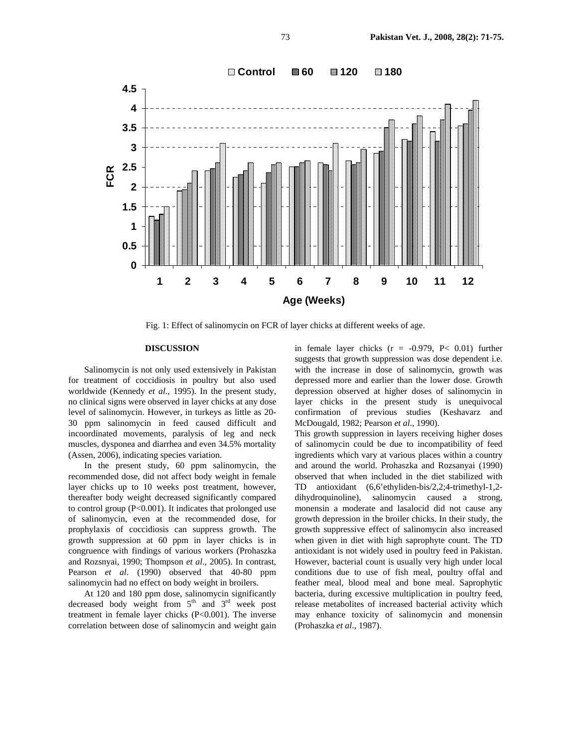Fig. 1: Effect of salinomycin on FCR of layer chicks at different weeks of age.

## DISCUSSION

Salinomycin is not only used extensively in Pakistan for treatment of coccidiosis in poultry but also used worldwide (Kennedy *et al*., 1995). In the present study, no clinical signs were observed in layer chicks at any dose level of salinomycin. However, in turkeys as little as 20-30 ppm salinomycin in feed caused difficult and incoordinated movements, paralysis of leg and neck muscles, dysponea and diarrhea and even 34.5% mortality (Assen, 2006), indicating species variation.

In the present study, 60 ppm salinomycin, the recommended dose, did not affect body weight in female layer chicks up to 10 weeks post treatment, however, thereafter body weight decreased significantly compared to control group ($P<0.001$). It indicates that prolonged use of salinomycin, even at the recommended dose, for prophylaxis of coccidiosis can suppress growth. The growth suppression at 60 ppm in layer chicks is in congruence with findings of various workers (Prohaszka and Rozsnyai, 1990; Thompson *et al*., 2005). In contrast, Pearson *et al*. (1990) observed that 40-80 ppm salinomycin had no effect on body weight in broilers.

At 120 and 180 ppm dose, salinomycin significantly decreased body weight from 5[th] and 3[rd] week post treatment in female layer chicks ($P<0.001$). The inverse correlation between dose of salinomycin and weight gain in female layer chicks ($r = -0.979$, $P< 0.01$) further suggests that growth suppression was dose dependent i.e. with the increase in dose of salinomycin, growth was depressed more and earlier than the lower dose. Growth depression observed at higher doses of salinomycin in layer chicks in the present study is unequivocal confirmation of previous studies (Keshavarz and McDougald, 1982; Pearson *et al*., 1990).

This growth suppression in layers receiving higher doses of salinomycin could be due to incompatibility of feed ingredients which vary at various places within a country and around the world. Prohaszka and Rozsanyai (1990) observed that when included in the diet stabilized with TD antioxidant (6,6'ethyliden-bis/2,2;4-trimethyl-1,2-dihydroquinoline), salinomycin caused a strong, monensin a moderate and lasalocid did not cause any growth depression in the broiler chicks. In their study, the growth suppressive effect of salinomycin also increased when given in diet with high saprophyte count. The TD antioxidant is not widely used in poultry feed in Pakistan. However, bacterial count is usually very high under local conditions due to use of fish meal, poultry offal and feather meal, blood meal and bone meal. Saprophytic bacteria, during excessive multiplication in poultry feed, release metabolites of increased bacterial activity which may enhance toxicity of salinomycin and monensin (Prohaszka *et al*., 1987).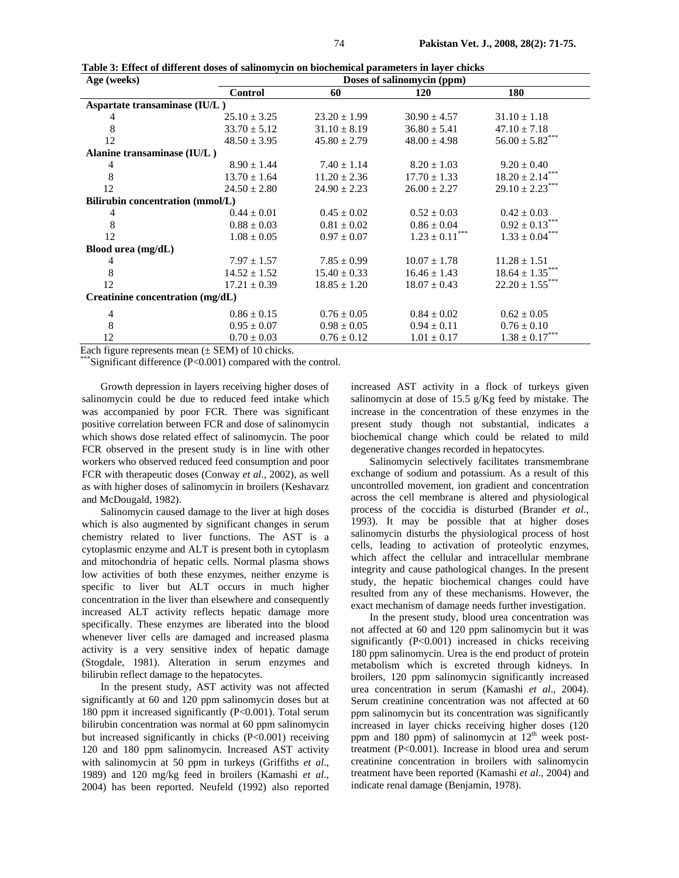**Table 3: Effect of different doses of salinomycin on biochemical parameters in layer chicks**

| Age (weeks) | Doses of salinomycin (ppm) | | | |
|---|---|---|---|---|
| | Control | 60 | 120 | 180 |
| **Aspartate transaminase (IU/L )** | | | | |
| 4 | 25.10 ± 3.25 | 23.20 ± 1.99 | 30.90 ± 4.57 | 31.10 ± 1.18 |
| 8 | 33.70 ± 5.12 | 31.10 ± 8.19 | 36.80 ± 5.41 | 47.10 ± 7.18 |
| 12 | 48.50 ± 3.95 | 45.80 ± 2.79 | 48.00 ± 4.98 | 56.00 ± 5.82*** |
| **Alanine transaminase (IU/L )** | | | | |
| 4 | 8.90 ± 1.44 | 7.40 ± 1.14 | 8.20 ± 1.03 | 9.20 ± 0.40 |
| 8 | 13.70 ± 1.64 | 11.20 ± 2.36 | 17.70 ± 1.33 | 18.20 ± 2.14*** |
| 12 | 24.50 ± 2.80 | 24.90 ± 2.23 | 26.00 ± 2.27 | 29.10 ± 2.23*** |
| **Bilirubin concentration (mmol/L)** | | | | |
| 4 | 0.44 ± 0.01 | 0.45 ± 0.02 | 0.52 ± 0.03 | 0.42 ± 0.03 |
| 8 | 0.88 ± 0.03 | 0.81 ± 0.02 | 0.86 ± 0.04 | 0.92 ± 0.13*** |
| 12 | 1.08 ± 0.05 | 0.97 ± 0.07 | 1.23 ± 0.11*** | 1.33 ± 0.04*** |
| **Blood urea (mg/dL)** | | | | |
| 4 | 7.97 ± 1.57 | 7.85 ± 0.99 | 10.07 ± 1.78 | 11.28 ± 1.51 |
| 8 | 14.52 ± 1.52 | 15.40 ± 0.33 | 16.46 ± 1.43 | 18.64 ± 1.35*** |
| 12 | 17.21 ± 0.39 | 18.85 ± 1.20 | 18.07 ± 0.43 | 22.20 ± 1.55*** |
| **Creatinine concentration (mg/dL)** | | | | |
| 4 | 0.86 ± 0.15 | 0.76 ± 0.05 | 0.84 ± 0.02 | 0.62 ± 0.05 |
| 8 | 0.95 ± 0.07 | 0.98 ± 0.05 | 0.94 ± 0.11 | 0.76 ± 0.10 |
| 12 | 0.70 ± 0.03 | 0.76 ± 0.12 | 1.01 ± 0.17 | 1.38 ± 0.17*** |

Each figure represents mean (± SEM) of 10 chicks.

***Significant difference (P<0.001) compared with the control.

Growth depression in layers receiving higher doses of salinomycin could be due to reduced feed intake which was accompanied by poor FCR. There was significant positive correlation between FCR and dose of salinomycin which shows dose related effect of salinomycin. The poor FCR observed in the present study is in line with other workers who observed reduced feed consumption and poor FCR with therapeutic doses (Conway *et al*., 2002), as well as with higher doses of salinomycin in broilers (Keshavarz and McDougald, 1982).

Salinomycin caused damage to the liver at high doses which is also augmented by significant changes in serum chemistry related to liver functions. The AST is a cytoplasmic enzyme and ALT is present both in cytoplasm and mitochondria of hepatic cells. Normal plasma shows low activities of both these enzymes, neither enzyme is specific to liver but ALT occurs in much higher concentration in the liver than elsewhere and consequently increased ALT activity reflects hepatic damage more specifically. These enzymes are liberated into the blood whenever liver cells are damaged and increased plasma activity is a very sensitive index of hepatic damage (Stogdale, 1981). Alteration in serum enzymes and bilirubin reflect damage to the hepatocytes.

In the present study, AST activity was not affected significantly at 60 and 120 ppm salinomycin doses but at 180 ppm it increased significantly (P<0.001). Total serum bilirubin concentration was normal at 60 ppm salinomycin but increased significantly in chicks (P<0.001) receiving 120 and 180 ppm salinomycin. Increased AST activity with salinomycin at 50 ppm in turkeys (Griffiths *et al*., 1989) and 120 mg/kg feed in broilers (Kamashi *et al*., 2004) has been reported. Neufeld (1992) also reported increased AST activity in a flock of turkeys given salinomycin at dose of 15.5 g/Kg feed by mistake. The increase in the concentration of these enzymes in the present study though not substantial, indicates a biochemical change which could be related to mild degenerative changes recorded in hepatocytes.

Salinomycin selectively facilitates transmembrane exchange of sodium and potassium. As a result of this uncontrolled movement, ion gradient and concentration across the cell membrane is altered and physiological process of the coccidia is disturbed (Brander *et al*., 1993). It may be possible that at higher doses salinomycin disturbs the physiological process of host cells, leading to activation of proteolytic enzymes, which affect the cellular and intracellular membrane integrity and cause pathological changes. In the present study, the hepatic biochemical changes could have resulted from any of these mechanisms. However, the exact mechanism of damage needs further investigation.

In the present study, blood urea concentration was not affected at 60 and 120 ppm salinomycin but it was significantly (P<0.001) increased in chicks receiving 180 ppm salinomycin. Urea is the end product of protein metabolism which is excreted through kidneys. In broilers, 120 ppm salinomycin significantly increased urea concentration in serum (Kamashi *et al*., 2004). Serum creatinine concentration was not affected at 60 ppm salinomycin but its concentration was significantly increased in layer chicks receiving higher doses (120 ppm and 180 ppm) of salinomycin at 12$^{th}$ week post-treatment (P<0.001). Increase in blood urea and serum creatinine concentration in broilers with salinomycin treatment have been reported (Kamashi *et al*., 2004) and indicate renal damage (Benjamin, 1978).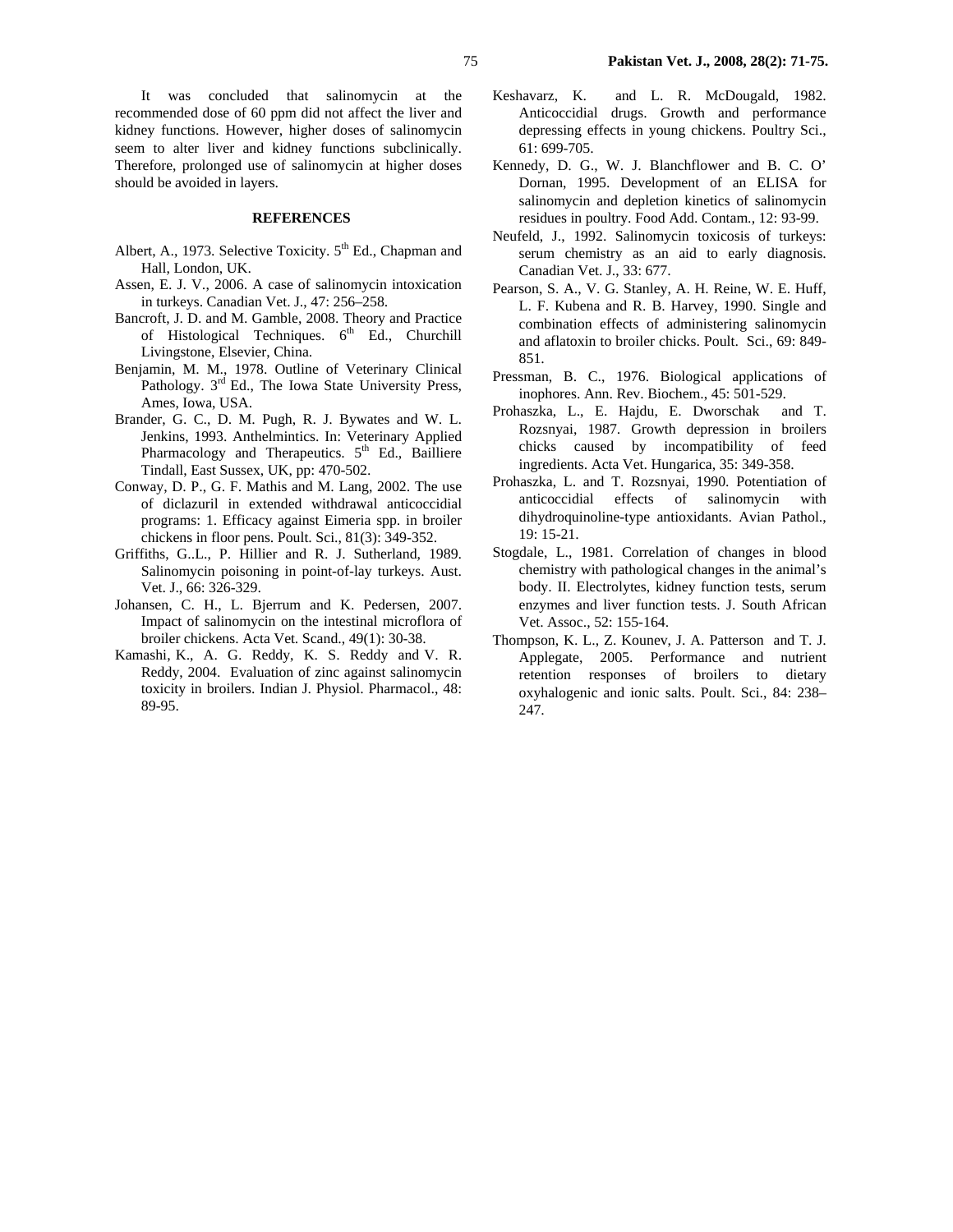It was concluded that salinomycin at the recommended dose of 60 ppm did not affect the liver and kidney functions. However, higher doses of salinomycin seem to alter liver and kidney functions subclinically. Therefore, prolonged use of salinomycin at higher doses should be avoided in layers.

## REFERENCES

Albert, A., 1973. Selective Toxicity. 5th Ed., Chapman and Hall, London, UK.

Assen, E. J. V., 2006. A case of salinomycin intoxication in turkeys. Canadian Vet. J., 47: 256–258.

Bancroft, J. D. and M. Gamble, 2008. Theory and Practice of Histological Techniques. 6th Ed., Churchill Livingstone, Elsevier, China.

Benjamin, M. M., 1978. Outline of Veterinary Clinical Pathology. 3rd Ed., The Iowa State University Press, Ames, Iowa, USA.

Brander, G. C., D. M. Pugh, R. J. Bywates and W. L. Jenkins, 1993. Anthelmintics. In: Veterinary Applied Pharmacology and Therapeutics. 5th Ed., Bailliere Tindall, East Sussex, UK, pp: 470-502.

Conway, D. P., G. F. Mathis and M. Lang, 2002. The use of diclazuril in extended withdrawal anticoccidial programs: 1. Efficacy against Eimeria spp. in broiler chickens in floor pens. Poult. Sci., 81(3): 349-352.

Griffiths, G..L., P. Hillier and R. J. Sutherland, 1989. Salinomycin poisoning in point-of-lay turkeys. Aust. Vet. J., 66: 326-329.

Johansen, C. H., L. Bjerrum and K. Pedersen, 2007. Impact of salinomycin on the intestinal microflora of broiler chickens. Acta Vet. Scand., 49(1): 30-38.

Kamashi, K., A. G. Reddy, K. S. Reddy and V. R. Reddy, 2004. Evaluation of zinc against salinomycin toxicity in broilers. Indian J. Physiol. Pharmacol., 48: 89-95.

Keshavarz, K. and L. R. McDougald, 1982. Anticoccidial drugs. Growth and performance depressing effects in young chickens. Poultry Sci., 61: 699-705.

Kennedy, D. G., W. J. Blanchflower and B. C. O' Dornan, 1995. Development of an ELISA for salinomycin and depletion kinetics of salinomycin residues in poultry. Food Add. Contam., 12: 93-99.

Neufeld, J., 1992. Salinomycin toxicosis of turkeys: serum chemistry as an aid to early diagnosis. Canadian Vet. J., 33: 677.

Pearson, S. A., V. G. Stanley, A. H. Reine, W. E. Huff, L. F. Kubena and R. B. Harvey, 1990. Single and combination effects of administering salinomycin and aflatoxin to broiler chicks. Poult. Sci., 69: 849-851.

Pressman, B. C., 1976. Biological applications of inophores. Ann. Rev. Biochem., 45: 501-529.

Prohaszka, L., E. Hajdu, E. Dworschak and T. Rozsnyai, 1987. Growth depression in broilers chicks caused by incompatibility of feed ingredients. Acta Vet. Hungarica, 35: 349-358.

Prohaszka, L. and T. Rozsnyai, 1990. Potentiation of anticoccidial effects of salinomycin with dihydroquinoline-type antioxidants. Avian Pathol., 19: 15-21.

Stogdale, L., 1981. Correlation of changes in blood chemistry with pathological changes in the animal's body. II. Electrolytes, kidney function tests, serum enzymes and liver function tests. J. South African Vet. Assoc., 52: 155-164.

Thompson, K. L., Z. Kounev, J. A. Patterson and T. J. Applegate, 2005. Performance and nutrient retention responses of broilers to dietary oxyhalogenic and ionic salts. Poult. Sci., 84: 238–247.